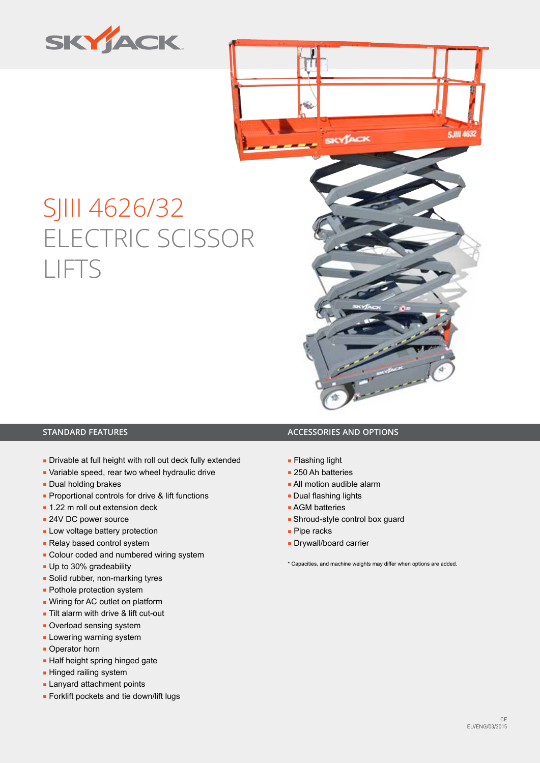SKYJACK

# SJIII 4626/32 ELECTRIC SCISSOR LIFTS

## STANDARD FEATURES

- Drivable at full height with roll out deck fully extended
- Variable speed, rear two wheel hydraulic drive
- Dual holding brakes
- Proportional controls for drive & lift functions
- 1.22 m roll out extension deck
- 24V DC power source
- Low voltage battery protection
- Relay based control system
- Colour coded and numbered wiring system
- Up to 30% gradeability
- Solid rubber, non-marking tyres
- Pothole protection system
- Wiring for AC outlet on platform
- Tilt alarm with drive & lift cut-out
- Overload sensing system
- Lowering warning system
- Operator horn
- Half height spring hinged gate
- Hinged railing system
- Lanyard attachment points
- Forklift pockets and tie down/lift lugs

## ACCESSORIES AND OPTIONS

- Flashing light
- 250 Ah batteries
- All motion audible alarm
- Dual flashing lights
- AGM batteries
- Shroud-style control box guard
- Pipe racks
- Drywall/board carrier

* Capacities, and machine weights may differ when options are added.

CE
EU/ENG/03/2015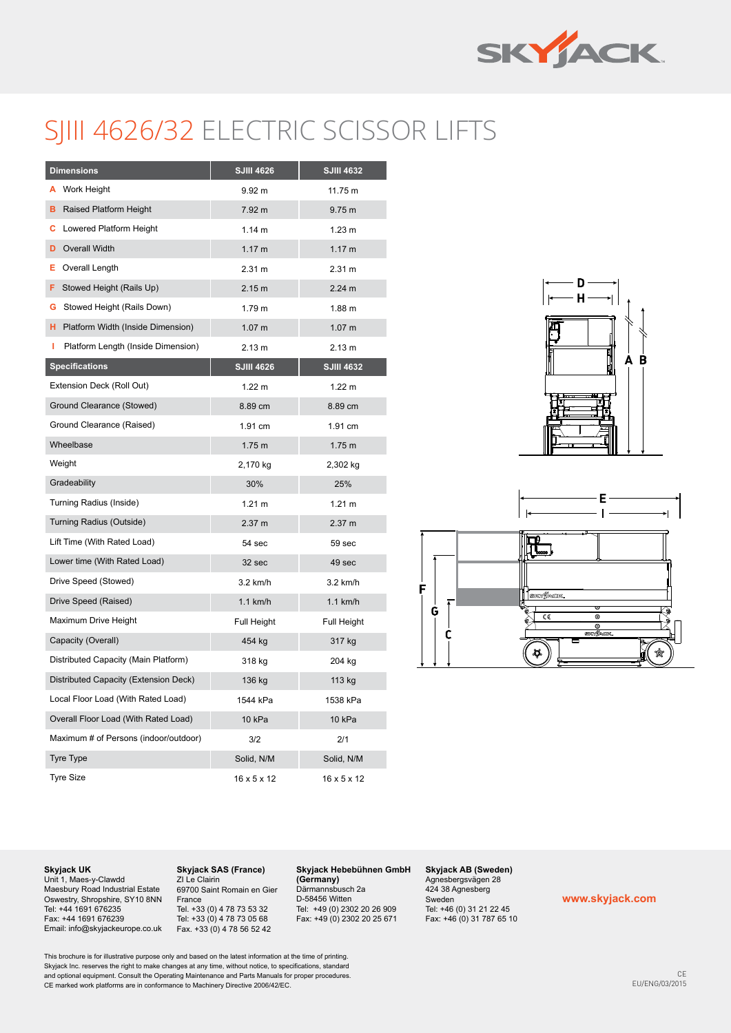SKYJACK

# SJIII 4626/32 ELECTRIC SCISSOR LIFTS

| Dimensions | SJIII 4626 | SJIII 4632 |
|---|---|---|
| A Work Height | 9.92 m | 11.75 m |
| B Raised Platform Height | 7.92 m | 9.75 m |
| C Lowered Platform Height | 1.14 m | 1.23 m |
| D Overall Width | 1.17 m | 1.17 m |
| E Overall Length | 2.31 m | 2.31 m |
| F Stowed Height (Rails Up) | 2.15 m | 2.24 m |
| G Stowed Height (Rails Down) | 1.79 m | 1.88 m |
| H Platform Width (Inside Dimension) | 1.07 m | 1.07 m |
| I Platform Length (Inside Dimension) | 2.13 m | 2.13 m |
| **Specifications** | **SJIII 4626** | **SJIII 4632** |
| Extension Deck (Roll Out) | 1.22 m | 1.22 m |
| Ground Clearance (Stowed) | 8.89 cm | 8.89 cm |
| Ground Clearance (Raised) | 1.91 cm | 1.91 cm |
| Wheelbase | 1.75 m | 1.75 m |
| Weight | 2,170 kg | 2,302 kg |
| Gradeability | 30% | 25% |
| Turning Radius (Inside) | 1.21 m | 1.21 m |
| Turning Radius (Outside) | 2.37 m | 2.37 m |
| Lift Time (With Rated Load) | 54 sec | 59 sec |
| Lower time (With Rated Load) | 32 sec | 49 sec |
| Drive Speed (Stowed) | 3.2 km/h | 3.2 km/h |
| Drive Speed (Raised) | 1.1 km/h | 1.1 km/h |
| Maximum Drive Height | Full Height | Full Height |
| Capacity (Overall) | 454 kg | 317 kg |
| Distributed Capacity (Main Platform) | 318 kg | 204 kg |
| Distributed Capacity (Extension Deck) | 136 kg | 113 kg |
| Local Floor Load (With Rated Load) | 1544 kPa | 1538 kPa |
| Overall Floor Load (With Rated Load) | 10 kPa | 10 kPa |
| Maximum # of Persons (indoor/outdoor) | 3/2 | 2/1 |
| Tyre Type | Solid, N/M | Solid, N/M |
| Tyre Size | 16 x 5 x 12 | 16 x 5 x 12 |

D
H
A B
E
I
F
G
C

**Skyjack UK**
Unit 1, Maes-y-Clawdd
Maesbury Road Industrial Estate
Oswestry, Shropshire, SY10 8NN
Tel: +44 1691 676235
Fax: +44 1691 676239
Email: info@skyjackeurope.co.uk

**Skyjack SAS (France)**
ZI Le Clairin
69700 Saint Romain en Gier
France
Tel. +33 (0) 4 78 73 53 32
Tel: +33 (0) 4 78 73 05 68
Fax. +33 (0) 4 78 56 52 42

**Skyjack Hebebühnen GmbH (Germany)**
Därmannsbusch 2a
D-58456 Witten
Tel: +49 (0) 2302 20 26 909
Fax: +49 (0) 2302 20 25 671

**Skyjack AB (Sweden)**
Agnesbergsvägen 28
424 38 Agnesberg
Sweden
Tel: +46 (0) 31 21 22 45
Fax: +46 (0) 31 787 65 10

**www.skyjack.com**

This brochure is for illustrative purpose only and based on the latest information at the time of printing. Skyjack Inc. reserves the right to make changes at any time, without notice, to specifications, standard and optional equipment. Consult the Operating Maintenance and Parts Manuals for proper procedures. CE marked work platforms are in conformance to Machinery Directive 2006/42/EC.

CE
EU/ENG/03/2015